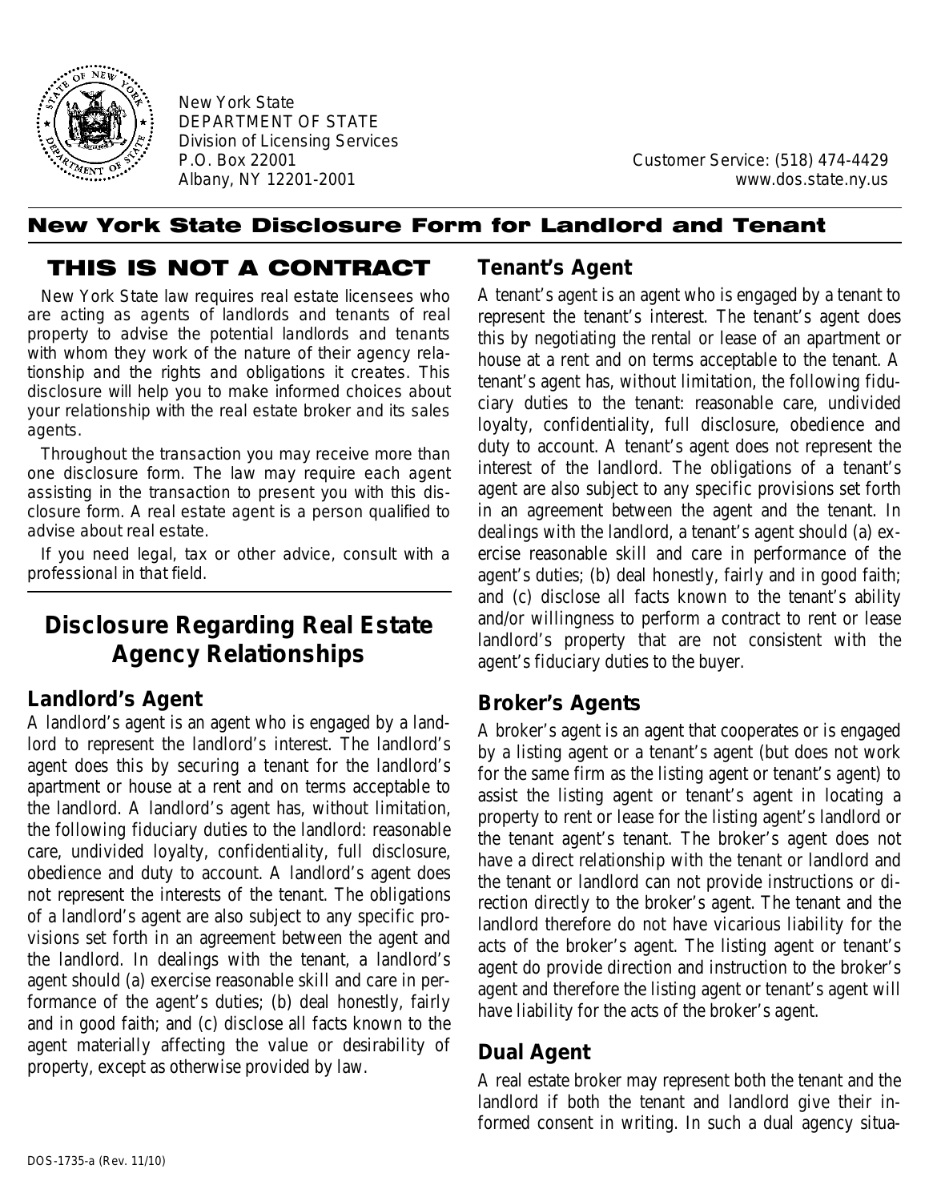New York State
DEPARTMENT OF STATE
Division of Licensing Services
P.O. Box 22001
Albany, NY 12201-2001

Customer Service: (518) 474-4429
www.dos.state.ny.us

# New York State Disclosure Form for Landlord and Tenant

## THIS IS NOT A CONTRACT

*New York State law requires real estate licensees who are acting as agents of landlords and tenants of real property to advise the potential landlords and tenants with whom they work of the nature of their agency relationship and the rights and obligations it creates. This disclosure will help you to make informed choices about your relationship with the real estate broker and its sales agents.*

*Throughout the transaction you may receive more than one disclosure form. The law may require each agent assisting in the transaction to present you with this disclosure form. A real estate agent is a person qualified to advise about real estate.*

*If you need legal, tax or other advice, consult with a professional in that field.*

## Disclosure Regarding Real Estate Agency Relationships

### Landlord's Agent

A landlord's agent is an agent who is engaged by a landlord to represent the landlord's interest. The landlord's agent does this by securing a tenant for the landlord's apartment or house at a rent and on terms acceptable to the landlord. A landlord's agent has, without limitation, the following fiduciary duties to the landlord: reasonable care, undivided loyalty, confidentiality, full disclosure, obedience and duty to account. A landlord's agent does not represent the interests of the tenant. The obligations of a landlord's agent are also subject to any specific provisions set forth in an agreement between the agent and the landlord. In dealings with the tenant, a landlord's agent should (a) exercise reasonable skill and care in performance of the agent's duties; (b) deal honestly, fairly and in good faith; and (c) disclose all facts known to the agent materially affecting the value or desirability of property, except as otherwise provided by law.

### Tenant's Agent

A tenant's agent is an agent who is engaged by a tenant to represent the tenant's interest. The tenant's agent does this by negotiating the rental or lease of an apartment or house at a rent and on terms acceptable to the tenant. A tenant's agent has, without limitation, the following fiduciary duties to the tenant: reasonable care, undivided loyalty, confidentiality, full disclosure, obedience and duty to account. A tenant's agent does not represent the interest of the landlord. The obligations of a tenant's agent are also subject to any specific provisions set forth in an agreement between the agent and the tenant. In dealings with the landlord, a tenant's agent should (a) exercise reasonable skill and care in performance of the agent's duties; (b) deal honestly, fairly and in good faith; and (c) disclose all facts known to the tenant's ability and/or willingness to perform a contract to rent or lease landlord's property that are not consistent with the agent's fiduciary duties to the buyer.

### Broker's Agents

A broker's agent is an agent that cooperates or is engaged by a listing agent or a tenant's agent (but does not work for the same firm as the listing agent or tenant's agent) to assist the listing agent or tenant's agent in locating a property to rent or lease for the listing agent's landlord or the tenant agent's tenant. The broker's agent does not have a direct relationship with the tenant or landlord and the tenant or landlord can not provide instructions or direction directly to the broker's agent. The tenant and the landlord therefore do not have vicarious liability for the acts of the broker's agent. The listing agent or tenant's agent do provide direction and instruction to the broker's agent and therefore the listing agent or tenant's agent will have liability for the acts of the broker's agent.

### Dual Agent

A real estate broker may represent both the tenant and the landlord if both the tenant and landlord give their informed consent in writing. In such a dual agency situa-

DOS-1735-a (Rev. 11/10)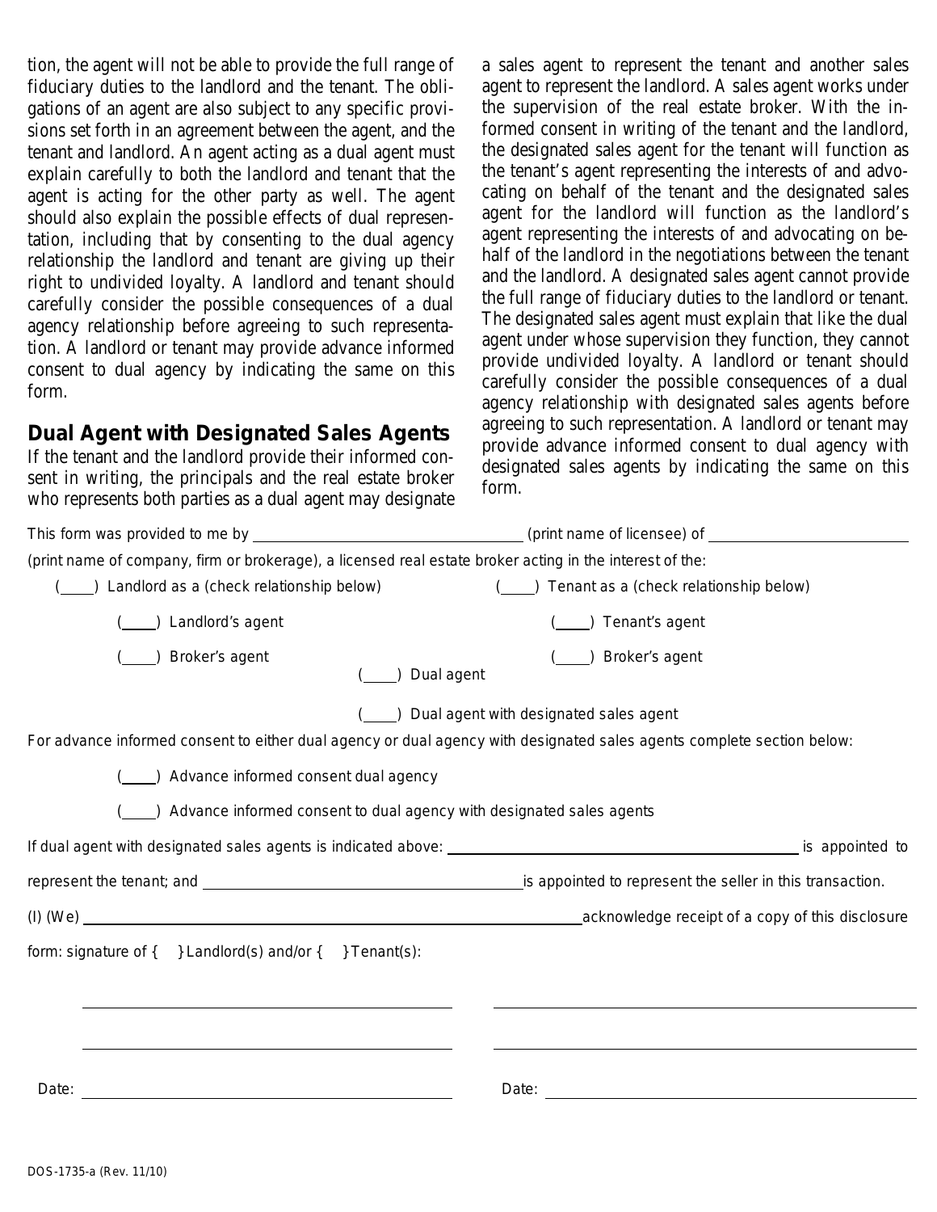tion, the agent will not be able to provide the full range of fiduciary duties to the landlord and the tenant. The obligations of an agent are also subject to any specific provisions set forth in an agreement between the agent, and the tenant and landlord. An agent acting as a dual agent must explain carefully to both the landlord and tenant that the agent is acting for the other party as well. The agent should also explain the possible effects of dual representation, including that by consenting to the dual agency relationship the landlord and tenant are giving up their right to undivided loyalty. A landlord and tenant should carefully consider the possible consequences of a dual agency relationship before agreeing to such representation. A landlord or tenant may provide advance informed consent to dual agency by indicating the same on this form.

## Dual Agent with Designated Sales Agents

If the tenant and the landlord provide their informed consent in writing, the principals and the real estate broker who represents both parties as a dual agent may designate a sales agent to represent the tenant and another sales agent to represent the landlord. A sales agent works under the supervision of the real estate broker. With the informed consent in writing of the tenant and the landlord, the designated sales agent for the tenant will function as the tenant's agent representing the interests of and advocating on behalf of the tenant and the designated sales agent for the landlord will function as the landlord's agent representing the interests of and advocating on behalf of the landlord in the negotiations between the tenant and the landlord. A designated sales agent cannot provide the full range of fiduciary duties to the landlord or tenant. The designated sales agent must explain that like the dual agent under whose supervision they function, they cannot provide undivided loyalty. A landlord or tenant should carefully consider the possible consequences of a dual agency relationship with designated sales agents before agreeing to such representation. A landlord or tenant may provide advance informed consent to dual agency with designated sales agents by indicating the same on this form.

This form was provided to me by ______________________ (print name of licensee) of ______________________ (print name of company, firm or brokerage), a licensed real estate broker acting in the interest of the:

( ____ ) Landlord as a (check relationship below)

- ( ____ ) Landlord's agent
- ( ____ ) Broker's agent

( ____ ) Tenant as a (check relationship below)

- ( ____ ) Tenant's agent
- ( ____ ) Broker's agent

( ____ ) Dual agent

( ____ ) Dual agent with designated sales agent

For advance informed consent to either dual agency or dual agency with designated sales agents complete section below:

( ____ ) Advance informed consent dual agency

( ____ ) Advance informed consent to dual agency with designated sales agents

If dual agent with designated sales agents is indicated above: ______________________ is appointed to represent the tenant; and ______________________ is appointed to represent the seller in this transaction.

(I) (We) ______________________ acknowledge receipt of a copy of this disclosure form: signature of { } Landlord(s) and/or { } Tenant(s):

______________________ ______________________

______________________ ______________________

Date: ______________________ Date: ______________________

DOS-1735-a (Rev. 11/10)